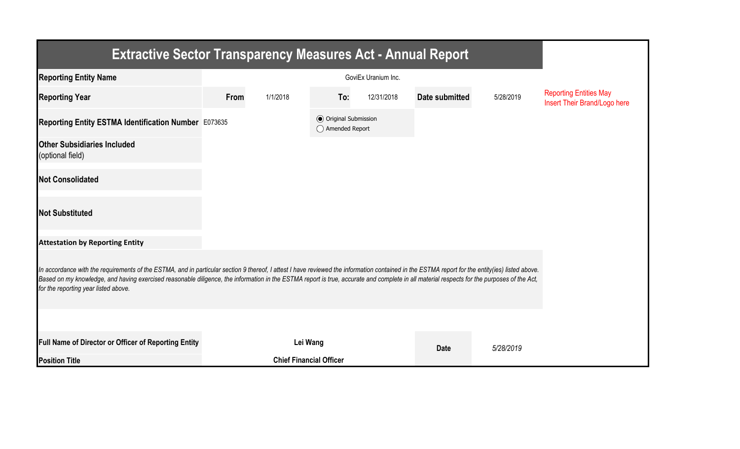# Extractive Sector Transparency Measures Act - Annual Report

| | | | | | | |
|---|---|---|---|---|---|---|
| **Reporting Entity Name** | GoviEx Uranium Inc. | | | | | |
| **Reporting Year** | **From** | 1/1/2018 | **To:** | 12/31/2018 | **Date submitted** | 5/28/2019 |
| **Reporting Entity ESTMA Identification Number** | E073635 | | ◉ Original Submission ◯ Amended Report | | | |
| **Other Subsidiaries Included** (optional field) | | | | | | |
| **Not Consolidated** | | | | | | |
| **Not Substituted** | | | | | | |

Reporting Entities May Insert Their Brand/Logo here

**Attestation by Reporting Entity**

*In accordance with the requirements of the ESTMA, and in particular section 9 thereof, I attest I have reviewed the information contained in the ESTMA report for the entity(ies) listed above. Based on my knowledge, and having exercised reasonable diligence, the information in the ESTMA report is true, accurate and complete in all material respects for the purposes of the Act, for the reporting year listed above.*

| | | | |
|---|---|---|---|
| **Full Name of Director or Officer of Reporting Entity** | **Lei Wang** | **Date** | *5/28/2019* |
| **Position Title** | **Chief Financial Officer** | | |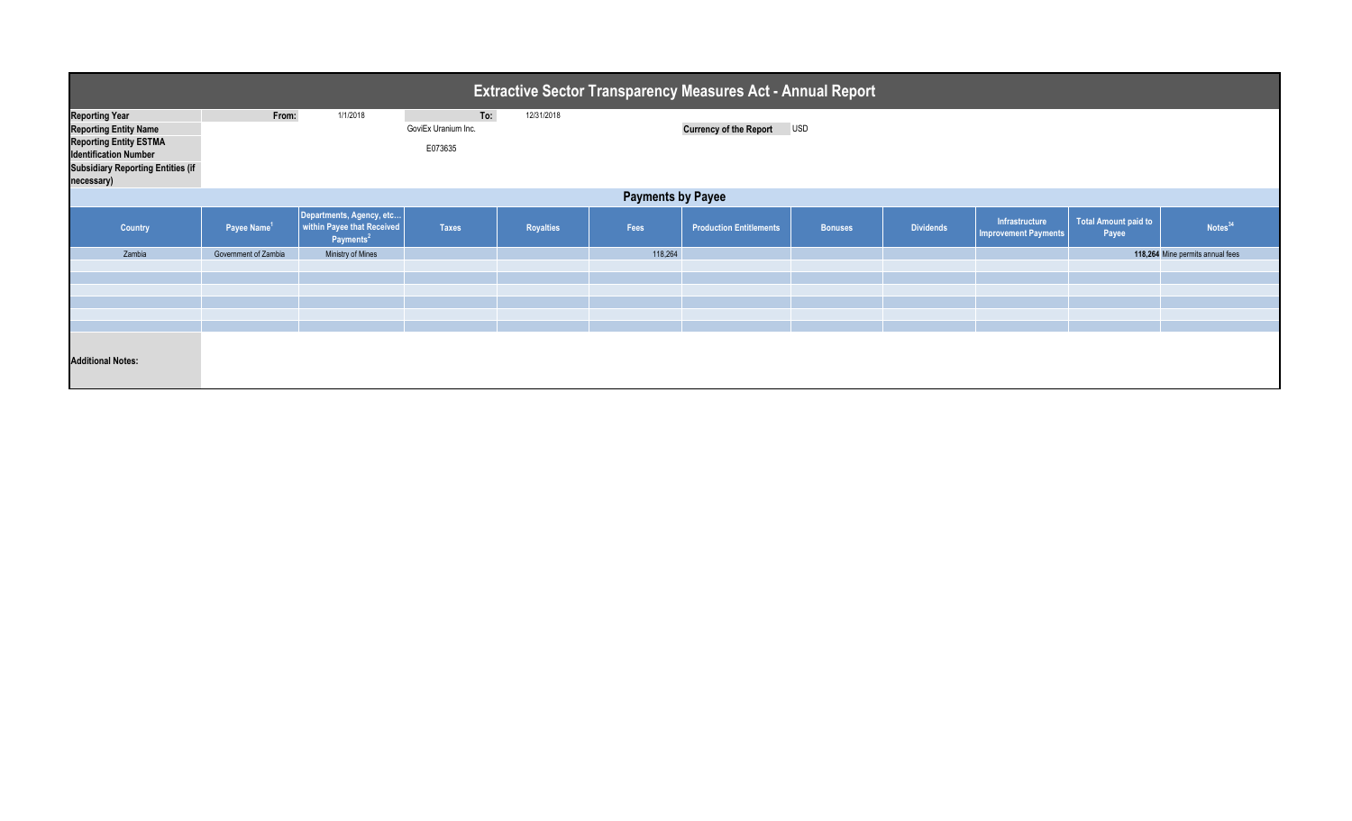# Extractive Sector Transparency Measures Act - Annual Report

| | | | | |
|---|---|---|---|---|
| **Reporting Year** | From: | 1/1/2018 | To: | 12/31/2018 |
| **Reporting Entity Name** | | GoviEx Uranium Inc. | | |
| **Reporting Entity ESTMA Identification Number** | | E073635 | | |
| **Subsidiary Reporting Entities (if necessary)** | | | | |

**Currency of the Report** USD

## Payments by Payee

| Country | Payee Name[1] | Departments, Agency, etc... within Payee that Received Payments[2] | Taxes | Royalties | Fees | Production Entitlements | Bonuses | Dividends | Infrastructure Improvement Payments | Total Amount paid to Payee | Notes[34] |
|---|---|---|---|---|---|---|---|---|---|---|---|
| Zambia | Government of Zambia | Ministry of Mines | | | 118,264 | | | | | 118,264 | Mine permits annual fees |
| | | | | | | | | | | | |
| | | | | | | | | | | | |
| | | | | | | | | | | | |
| | | | | | | | | | | | |
| | | | | | | | | | | | |
| | | | | | | | | | | | |

**Additional Notes:**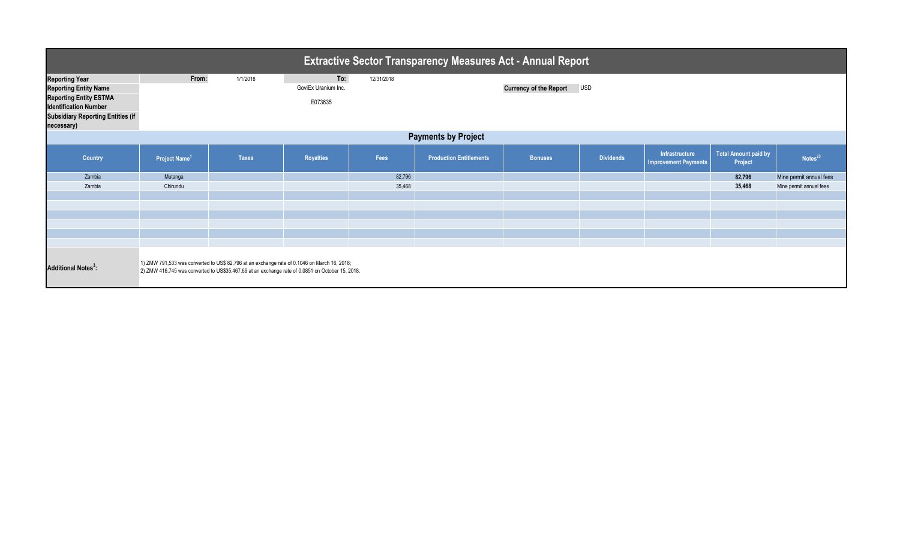# Extractive Sector Transparency Measures Act - Annual Report

| | | | | | |
|---|---|---|---|---|---|
| **Reporting Year** | **From:** | 1/1/2018 | **To:** | 12/31/2018 | |
| **Reporting Entity Name** | | GoviEx Uranium Inc. | | **Currency of the Report** | USD |
| **Reporting Entity ESTMA Identification Number** | | E073635 | | | |
| **Subsidiary Reporting Entities (if necessary)** | | | | | |

## Payments by Project

| Country | Project Name[1] | Taxes | Royalties | Fees | Production Entitlements | Bonuses | Dividends | Infrastructure Improvement Payments | Total Amount paid by Project | Notes[23] |
|---|---|---|---|---|---|---|---|---|---|---|
| Zambia | Mutanga | | | 82,796 | | | | | **82,796** | Mine permit annual fees |
| Zambia | Chirundu | | | 35,468 | | | | | **35,468** | Mine permit annual fees |

**Additional Notes[3]:**

1) ZMW 791,533 was converted to US$ 82,796 at an exchange rate of 0.1046 on March 16, 2018;
2) ZMW 416,745 was converted to US$35,467.69 at an exchange rate of 0.0851 on October 15, 2018.